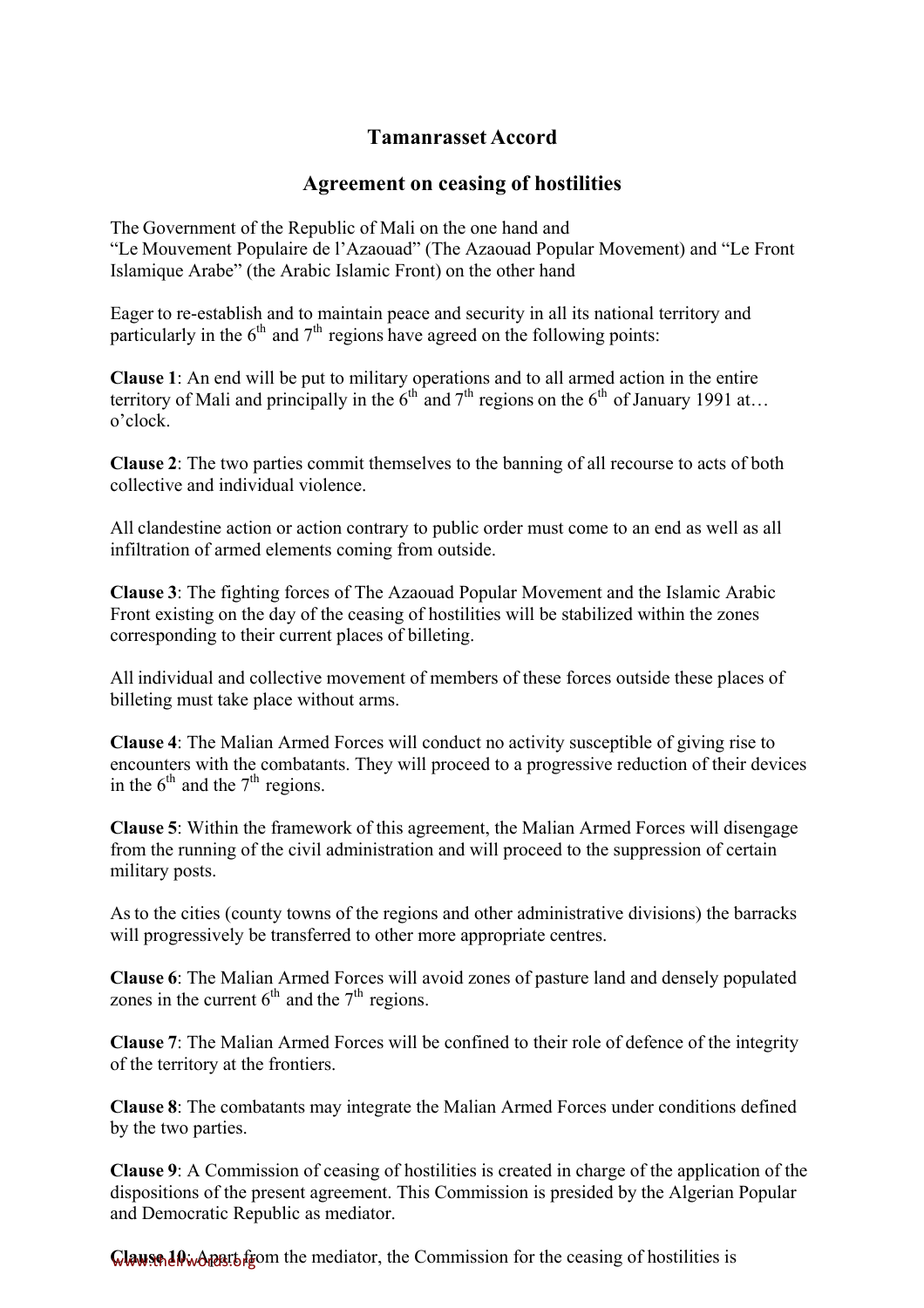## Tamanrasset Accord

## Agreement on ceasing of hostilities

The Government of the Republic of Mali on the one hand and
"Le Mouvement Populaire de l'Azaouad" (The Azaouad Popular Movement) and "Le Front Islamique Arabe" (the Arabic Islamic Front) on the other hand

Eager to re-establish and to maintain peace and security in all its national territory and particularly in the 6th and 7th regions have agreed on the following points:

**Clause 1**: An end will be put to military operations and to all armed action in the entire territory of Mali and principally in the 6th and 7th regions on the 6th of January 1991 at… o'clock.

**Clause 2**: The two parties commit themselves to the banning of all recourse to acts of both collective and individual violence.

All clandestine action or action contrary to public order must come to an end as well as all infiltration of armed elements coming from outside.

**Clause 3**: The fighting forces of The Azaouad Popular Movement and the Islamic Arabic Front existing on the day of the ceasing of hostilities will be stabilized within the zones corresponding to their current places of billeting.

All individual and collective movement of members of these forces outside these places of billeting must take place without arms.

**Clause 4**: The Malian Armed Forces will conduct no activity susceptible of giving rise to encounters with the combatants. They will proceed to a progressive reduction of their devices in the 6th and the 7th regions.

**Clause 5**: Within the framework of this agreement, the Malian Armed Forces will disengage from the running of the civil administration and will proceed to the suppression of certain military posts.

As to the cities (county towns of the regions and other administrative divisions) the barracks will progressively be transferred to other more appropriate centres.

**Clause 6**: The Malian Armed Forces will avoid zones of pasture land and densely populated zones in the current 6th and the 7th regions.

**Clause 7**: The Malian Armed Forces will be confined to their role of defence of the integrity of the territory at the frontiers.

**Clause 8**: The combatants may integrate the Malian Armed Forces under conditions defined by the two parties.

**Clause 9**: A Commission of ceasing of hostilities is created in charge of the application of the dispositions of the present agreement. This Commission is presided by the Algerian Popular and Democratic Republic as mediator.

**Clause 10**: Apart from the mediator, the Commission for the ceasing of hostilities is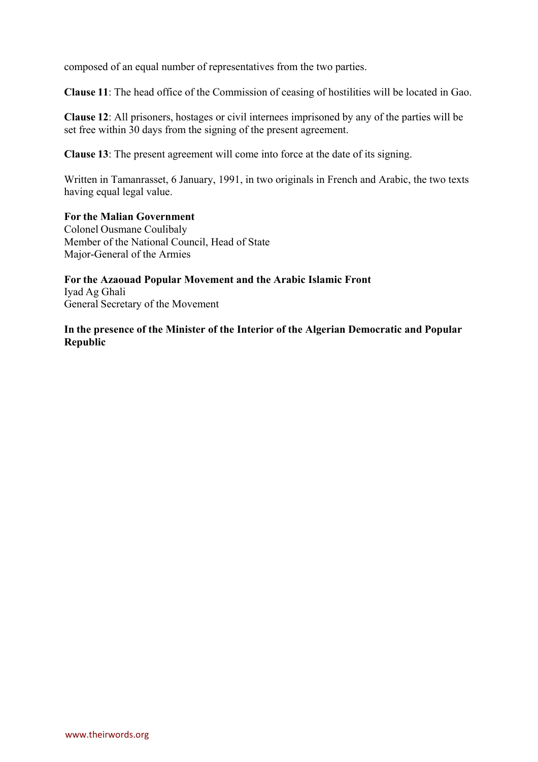composed of an equal number of representatives from the two parties.

**Clause 11**: The head office of the Commission of ceasing of hostilities will be located in Gao.

**Clause 12**: All prisoners, hostages or civil internees imprisoned by any of the parties will be set free within 30 days from the signing of the present agreement.

**Clause 13**: The present agreement will come into force at the date of its signing.

Written in Tamanrasset, 6 January, 1991, in two originals in French and Arabic, the two texts having equal legal value.

**For the Malian Government**
Colonel Ousmane Coulibaly
Member of the National Council, Head of State
Major-General of the Armies

**For the Azaouad Popular Movement and the Arabic Islamic Front**
Iyad Ag Ghali
General Secretary of the Movement

**In the presence of the Minister of the Interior of the Algerian Democratic and Popular Republic**